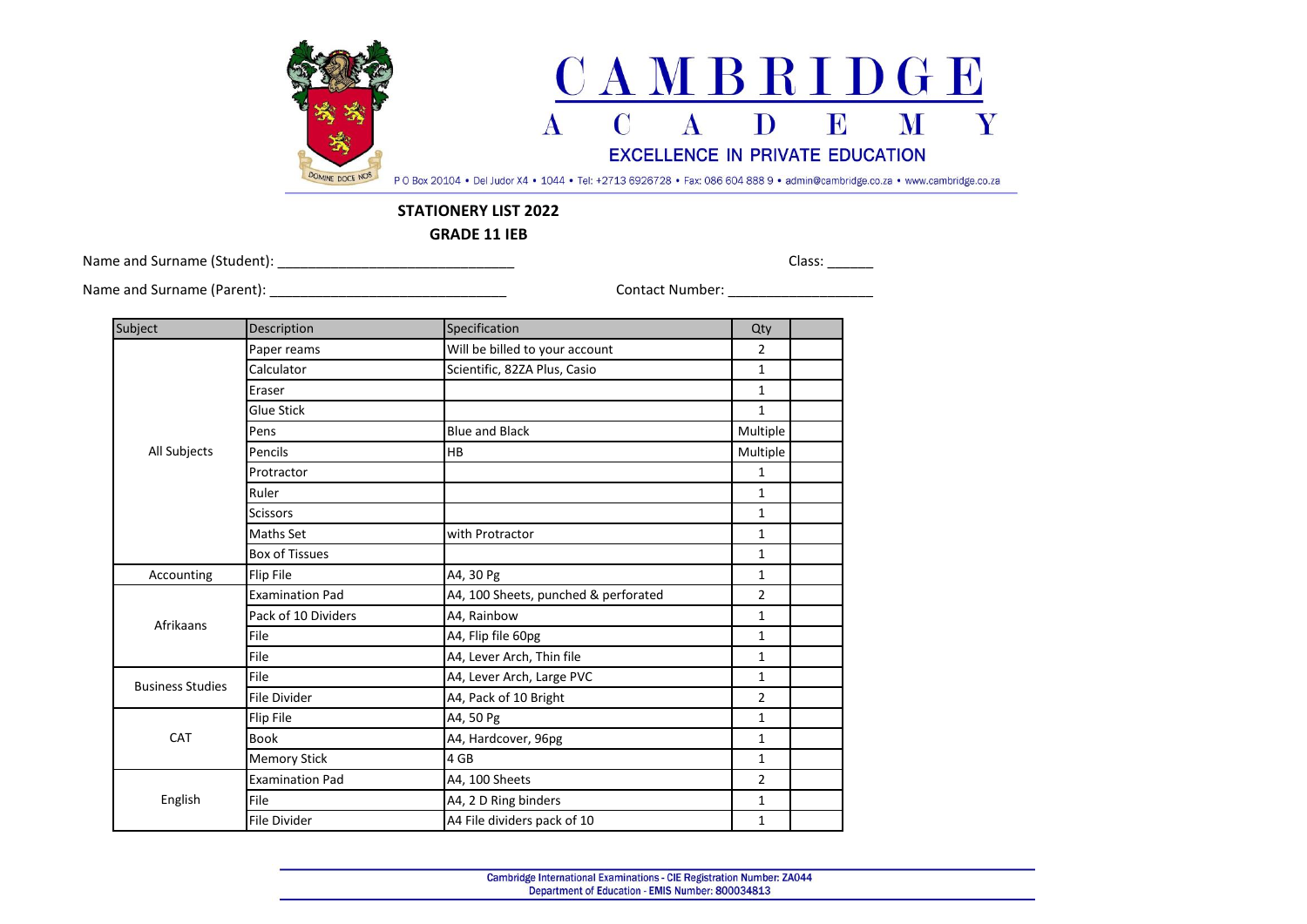# CAMBRIDGE ACADEMY

EXCELLENCE IN PRIVATE EDUCATION

P O Box 20104 • Del Judor X4 • 1044 • Tel: +2713 6926728 • Fax: 086 604 888 9 • admin@cambridge.co.za • www.cambridge.co.za

## STATIONERY LIST 2022

## GRADE 11 IEB

Name and Surname (Student): ______________________________ Class: ______

Name and Surname (Parent): ______________________________ Contact Number: ___________________

| Subject | Description | Specification | Qty | |
|---|---|---|---|---|
| All Subjects | Paper reams | Will be billed to your account | 2 | |
| | Calculator | Scientific, 82ZA Plus, Casio | 1 | |
| | Eraser | | 1 | |
| | Glue Stick | | 1 | |
| | Pens | Blue and Black | Multiple | |
| | Pencils | HB | Multiple | |
| | Protractor | | 1 | |
| | Ruler | | 1 | |
| | Scissors | | 1 | |
| | Maths Set | with Protractor | 1 | |
| | Box of Tissues | | 1 | |
| Accounting | Flip File | A4, 30 Pg | 1 | |
| Afrikaans | Examination Pad | A4, 100 Sheets, punched & perforated | 2 | |
| | Pack of 10 Dividers | A4, Rainbow | 1 | |
| | File | A4, Flip file 60pg | 1 | |
| | File | A4, Lever Arch, Thin file | 1 | |
| Business Studies | File | A4, Lever Arch, Large PVC | 1 | |
| | File Divider | A4, Pack of 10 Bright | 2 | |
| CAT | Flip File | A4, 50 Pg | 1 | |
| | Book | A4, Hardcover, 96pg | 1 | |
| | Memory Stick | 4 GB | 1 | |
| English | Examination Pad | A4, 100 Sheets | 2 | |
| | File | A4, 2 D Ring binders | 1 | |
| | File Divider | A4 File dividers pack of 10 | 1 | |

Cambridge International Examinations - CIE Registration Number: ZA044
Department of Education - EMIS Number: 800034813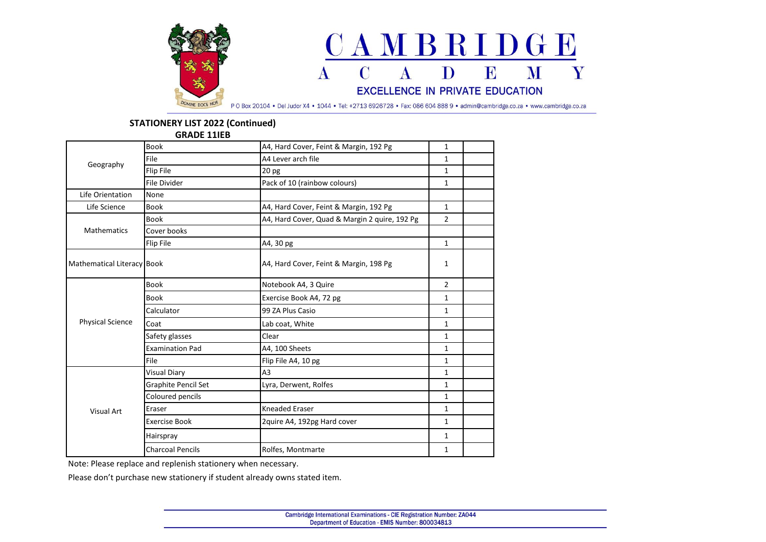CAMBRIDGE ACADEMY

EXCELLENCE IN PRIVATE EDUCATION

P O Box 20104 • Del Judor X4 • 1044 • Tel: +2713 6926728 • Fax: 086 604 888 9 • admin@cambridge.co.za • www.cambridge.co.za

## STATIONERY LIST 2022 (Continued)

### GRADE 11IEB

| | | | | |
|---|---|---|---|---|
| Geography | Book | A4, Hard Cover, Feint & Margin, 192 Pg | 1 | |
| | File | A4 Lever arch file | 1 | |
| | Flip File | 20 pg | 1 | |
| | File Divider | Pack of 10 (rainbow colours) | 1 | |
| Life Orientation | None | | | |
| Life Science | Book | A4, Hard Cover, Feint & Margin, 192 Pg | 1 | |
| Mathematics | Book | A4, Hard Cover, Quad & Margin 2 quire, 192 Pg | 2 | |
| | Cover books | | | |
| | Flip File | A4, 30 pg | 1 | |
| Mathematical Literacy | Book | A4, Hard Cover, Feint & Margin, 198 Pg | 1 | |
| Physical Science | Book | Notebook A4, 3 Quire | 2 | |
| | Book | Exercise Book A4, 72 pg | 1 | |
| | Calculator | 99 ZA Plus Casio | 1 | |
| | Coat | Lab coat, White | 1 | |
| | Safety glasses | Clear | 1 | |
| | Examination Pad | A4, 100 Sheets | 1 | |
| | File | Flip File A4, 10 pg | 1 | |
| Visual Art | Visual Diary | A3 | 1 | |
| | Graphite Pencil Set | Lyra, Derwent, Rolfes | 1 | |
| | Coloured pencils | | 1 | |
| | Eraser | Kneaded Eraser | 1 | |
| | Exercise Book | 2quire A4, 192pg Hard cover | 1 | |
| | Hairspray | | 1 | |
| | Charcoal Pencils | Rolfes, Montmarte | 1 | |

Note: Please replace and replenish stationery when necessary.

Please don't purchase new stationery if student already owns stated item.

Cambridge International Examinations - CIE Registration Number: ZA044
Department of Education - EMIS Number: 800034813